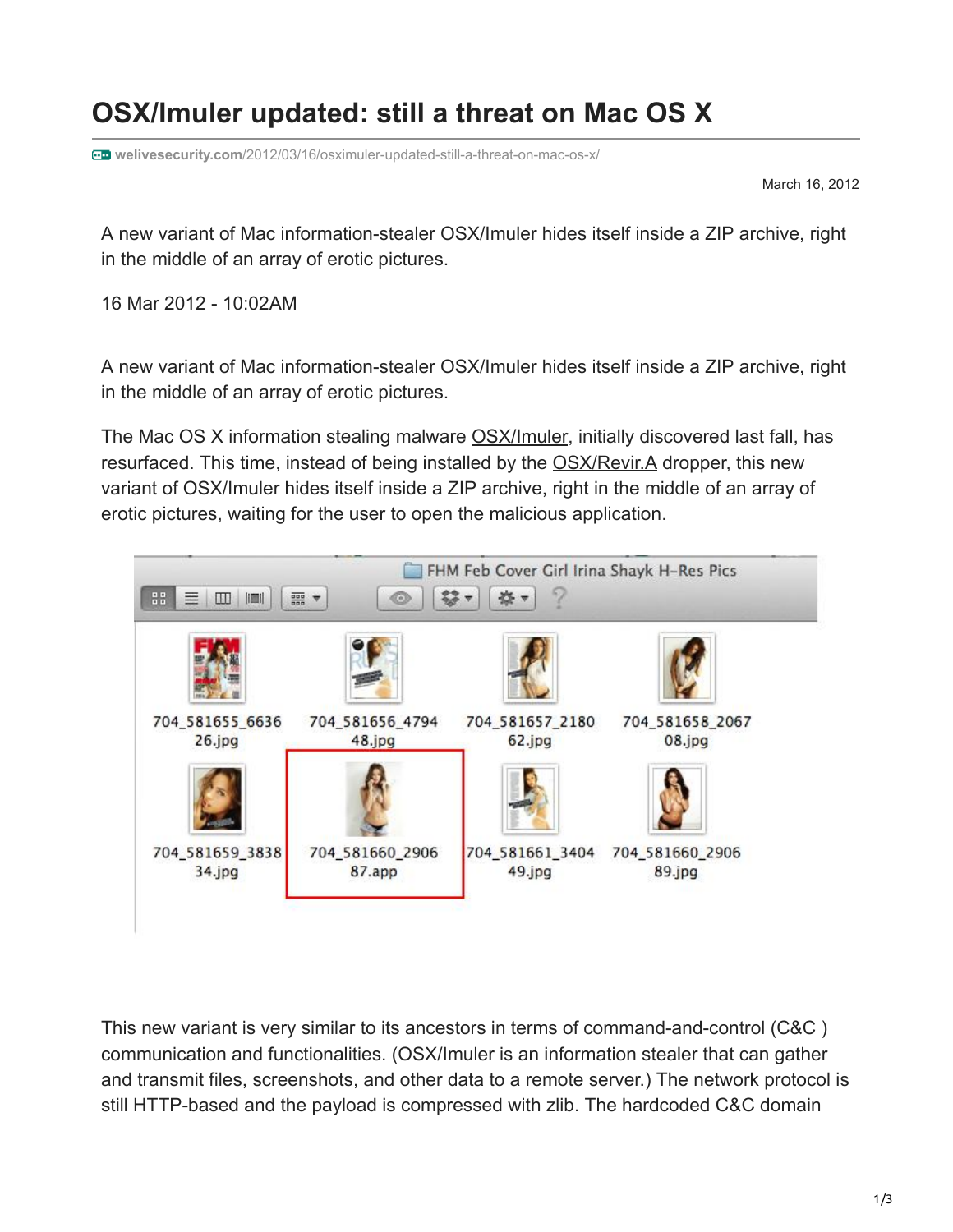# OSX/Imuler updated: still a threat on Mac OS X

welivesecurity.com/2012/03/16/osximuler-updated-still-a-threat-on-mac-os-x/

March 16, 2012

A new variant of Mac information-stealer OSX/Imuler hides itself inside a ZIP archive, right in the middle of an array of erotic pictures.

16 Mar 2012 - 10:02AM

A new variant of Mac information-stealer OSX/Imuler hides itself inside a ZIP archive, right in the middle of an array of erotic pictures.

The Mac OS X information stealing malware OSX/Imuler, initially discovered last fall, has resurfaced. This time, instead of being installed by the OSX/Revir.A dropper, this new variant of OSX/Imuler hides itself inside a ZIP archive, right in the middle of an array of erotic pictures, waiting for the user to open the malicious application.

This new variant is very similar to its ancestors in terms of command-and-control (C&C ) communication and functionalities. (OSX/Imuler is an information stealer that can gather and transmit files, screenshots, and other data to a remote server.) The network protocol is still HTTP-based and the payload is compressed with zlib. The hardcoded C&C domain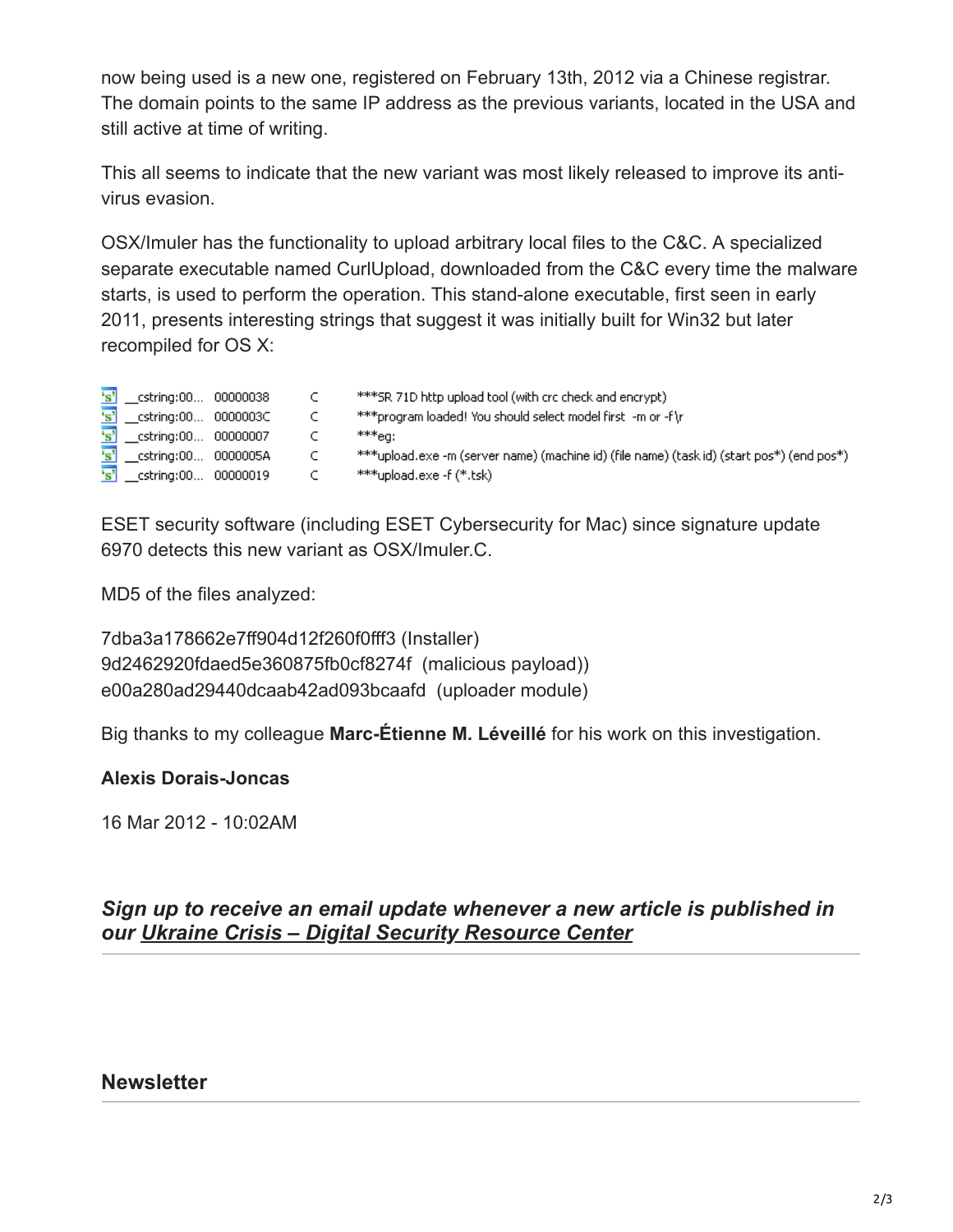now being used is a new one, registered on February 13th, 2012 via a Chinese registrar. The domain points to the same IP address as the previous variants, located in the USA and still active at time of writing.

This all seems to indicate that the new variant was most likely released to improve its anti-virus evasion.

OSX/Imuler has the functionality to upload arbitrary local files to the C&C. A specialized separate executable named CurlUpload, downloaded from the C&C every time the malware starts, is used to perform the operation. This stand-alone executable, first seen in early 2011, presents interesting strings that suggest it was initially built for Win32 but later recompiled for OS X:

| | | | |
|---|---|---|---|
| __cstring:00... | 00000038 | C | ***SR 71D http upload tool (with crc check and encrypt) |
| __cstring:00... | 0000003C | C | ***program loaded! You should select model first -m or -f\r |
| __cstring:00... | 00000007 | C | ***eg: |
| __cstring:00... | 0000005A | C | ***upload.exe -m (server name) (machine id) (file name) (task id) (start pos*) (end pos*) |
| __cstring:00... | 00000019 | C | ***upload.exe -f (*.tsk) |

ESET security software (including ESET Cybersecurity for Mac) since signature update 6970 detects this new variant as OSX/Imuler.C.

MD5 of the files analyzed:

7dba3a178662e7ff904d12f260f0fff3 (Installer)
9d2462920fdaed5e360875fb0cf8274f (malicious payload))
e00a280ad29440dcaab42ad093bcaafd (uploader module)

Big thanks to my colleague **Marc-Étienne M. Léveillé** for his work on this investigation.

**Alexis Dorais-Joncas**

16 Mar 2012 - 10:02AM

### *Sign up to receive an email update whenever a new article is published in our Ukraine Crisis – Digital Security Resource Center*

### Newsletter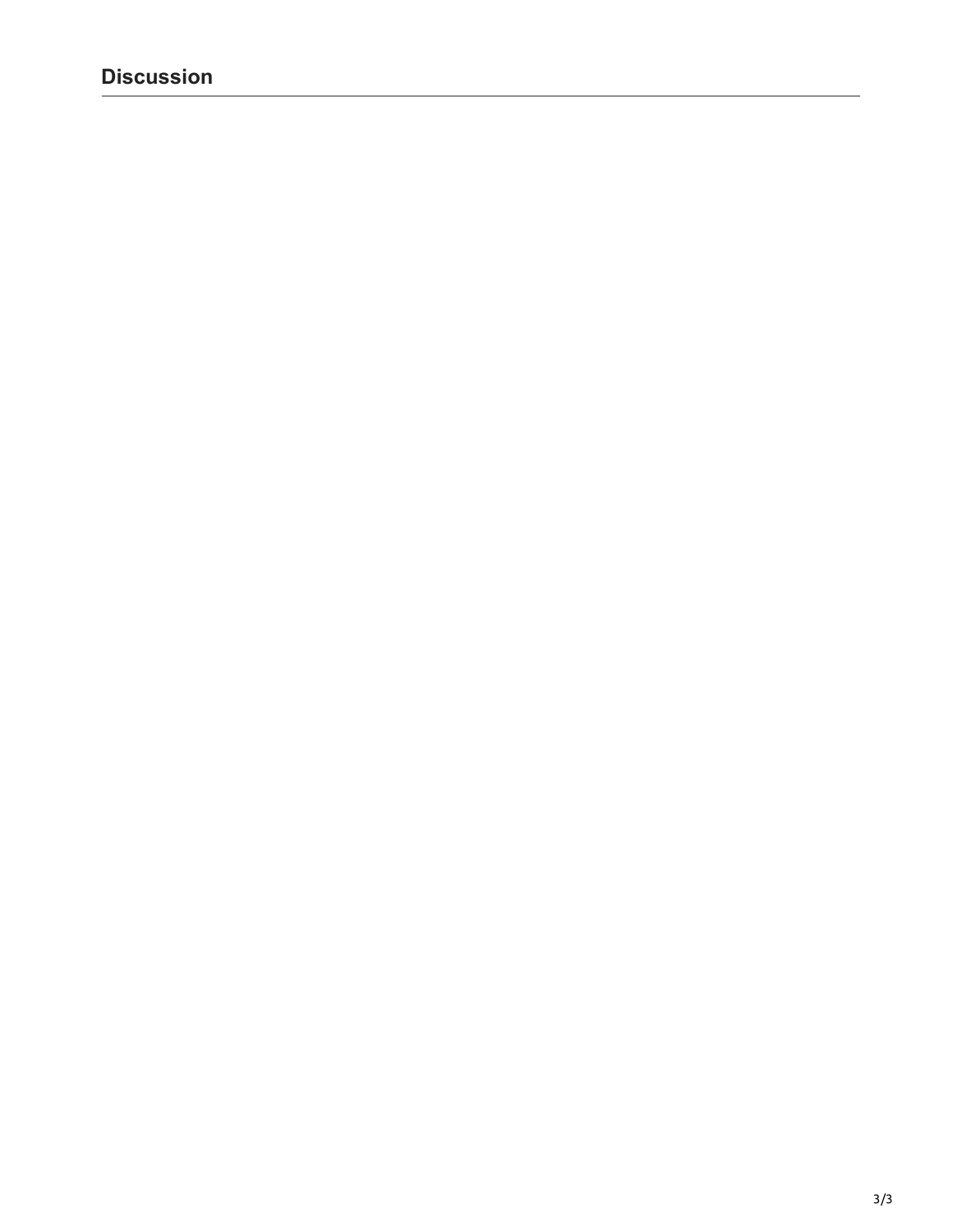## Discussion